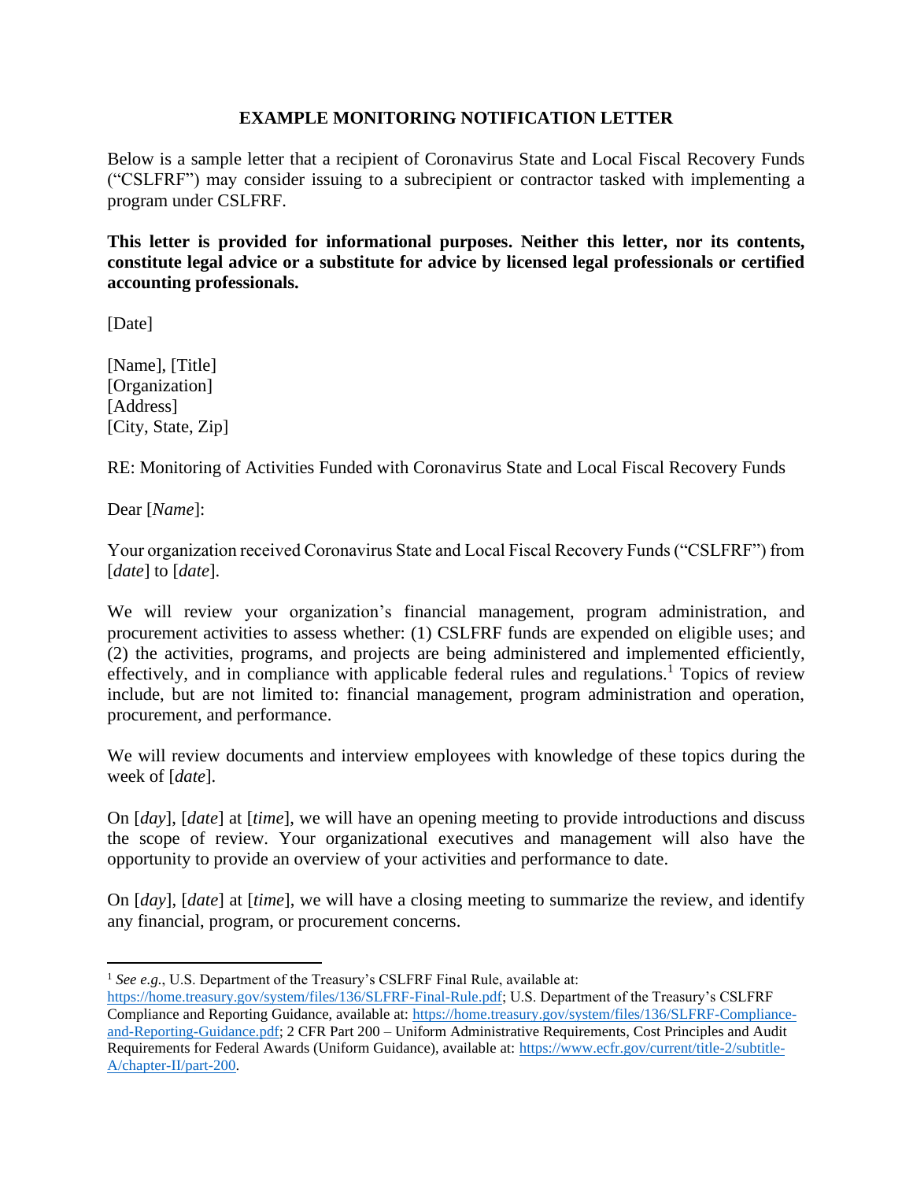# EXAMPLE MONITORING NOTIFICATION LETTER

Below is a sample letter that a recipient of Coronavirus State and Local Fiscal Recovery Funds ("CSLFRF") may consider issuing to a subrecipient or contractor tasked with implementing a program under CSLFRF.

**This letter is provided for informational purposes. Neither this letter, nor its contents, constitute legal advice or a substitute for advice by licensed legal professionals or certified accounting professionals.**

[Date]

[Name], [Title]
[Organization]
[Address]
[City, State, Zip]

RE: Monitoring of Activities Funded with Coronavirus State and Local Fiscal Recovery Funds

Dear [*Name*]:

Your organization received Coronavirus State and Local Fiscal Recovery Funds ("CSLFRF") from [*date*] to [*date*].

We will review your organization's financial management, program administration, and procurement activities to assess whether: (1) CSLFRF funds are expended on eligible uses; and (2) the activities, programs, and projects are being administered and implemented efficiently, effectively, and in compliance with applicable federal rules and regulations.[1] Topics of review include, but are not limited to: financial management, program administration and operation, procurement, and performance.

We will review documents and interview employees with knowledge of these topics during the week of [*date*].

On [*day*], [*date*] at [*time*], we will have an opening meeting to provide introductions and discuss the scope of review. Your organizational executives and management will also have the opportunity to provide an overview of your activities and performance to date.

On [*day*], [*date*] at [*time*], we will have a closing meeting to summarize the review, and identify any financial, program, or procurement concerns.

---

[1] *See e.g.*, U.S. Department of the Treasury's CSLFRF Final Rule, available at: https://home.treasury.gov/system/files/136/SLFRF-Final-Rule.pdf; U.S. Department of the Treasury's CSLFRF Compliance and Reporting Guidance, available at: https://home.treasury.gov/system/files/136/SLFRF-Compliance-and-Reporting-Guidance.pdf; 2 CFR Part 200 – Uniform Administrative Requirements, Cost Principles and Audit Requirements for Federal Awards (Uniform Guidance), available at: https://www.ecfr.gov/current/title-2/subtitle-A/chapter-II/part-200.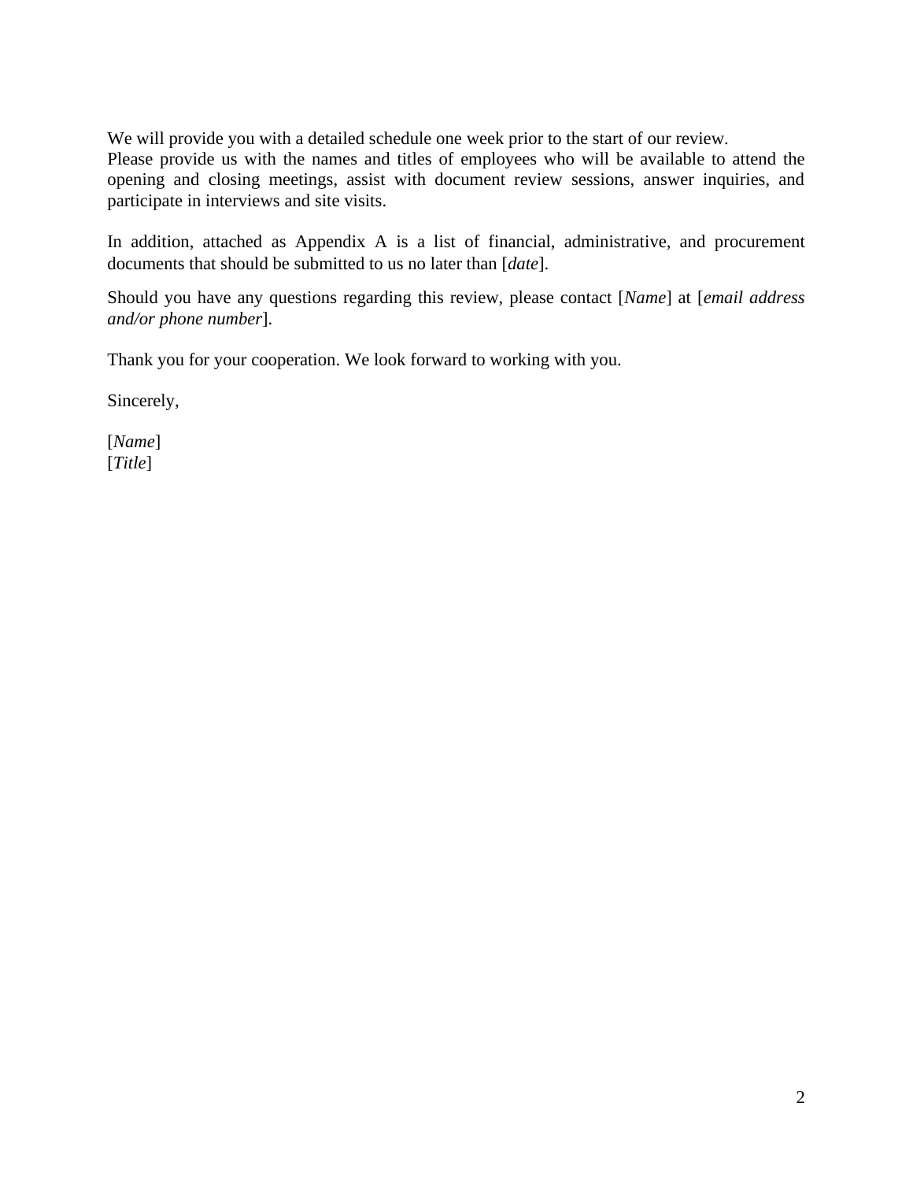We will provide you with a detailed schedule one week prior to the start of our review.
Please provide us with the names and titles of employees who will be available to attend the opening and closing meetings, assist with document review sessions, answer inquiries, and participate in interviews and site visits.

In addition, attached as Appendix A is a list of financial, administrative, and procurement documents that should be submitted to us no later than [*date*].

Should you have any questions regarding this review, please contact [*Name*] at [*email address and/or phone number*].

Thank you for your cooperation. We look forward to working with you.

Sincerely,

[*Name*]
[*Title*]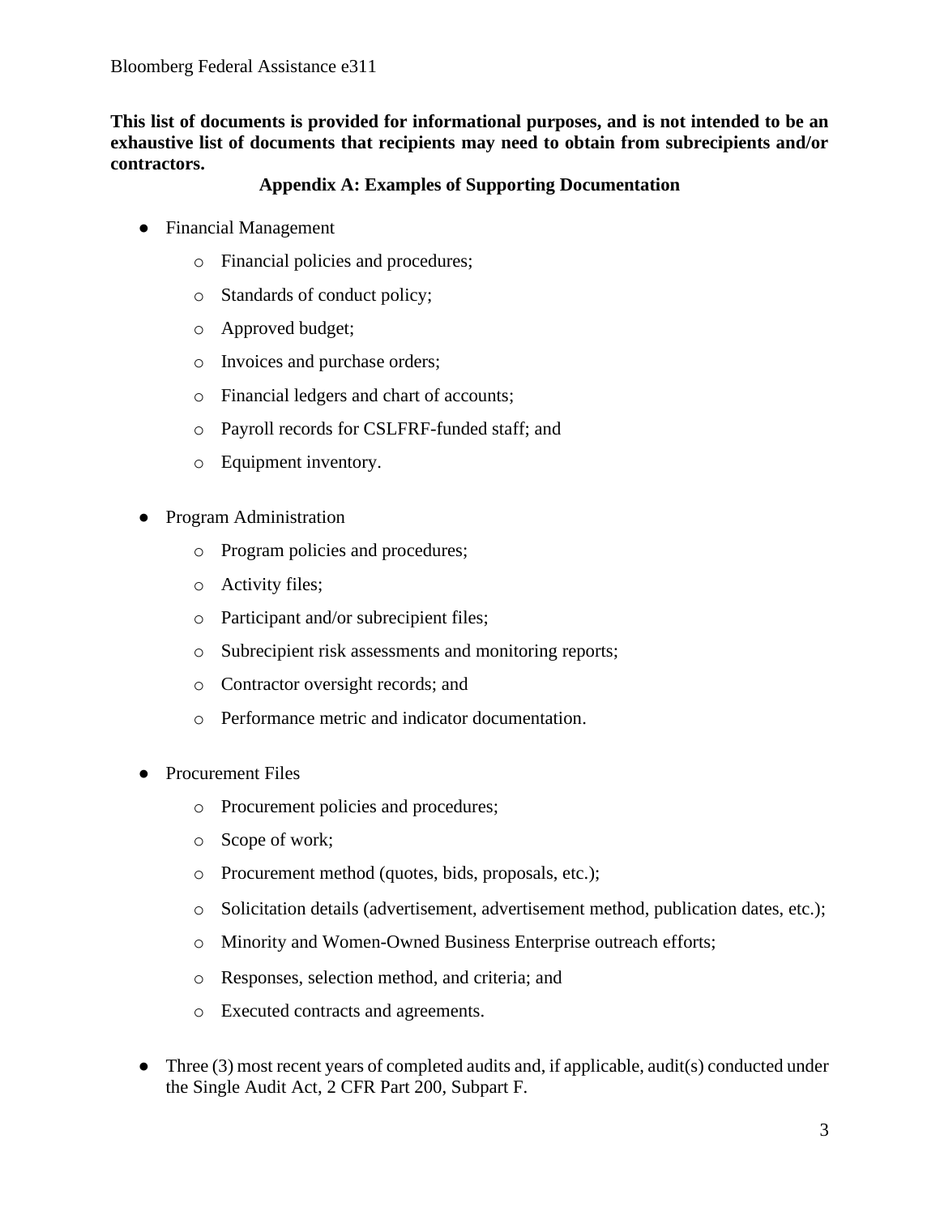**This list of documents is provided for informational purposes, and is not intended to be an exhaustive list of documents that recipients may need to obtain from subrecipients and/or contractors.**

## Appendix A: Examples of Supporting Documentation

- Financial Management
  - Financial policies and procedures;
  - Standards of conduct policy;
  - Approved budget;
  - Invoices and purchase orders;
  - Financial ledgers and chart of accounts;
  - Payroll records for CSLFRF-funded staff; and
  - Equipment inventory.
- Program Administration
  - Program policies and procedures;
  - Activity files;
  - Participant and/or subrecipient files;
  - Subrecipient risk assessments and monitoring reports;
  - Contractor oversight records; and
  - Performance metric and indicator documentation.
- Procurement Files
  - Procurement policies and procedures;
  - Scope of work;
  - Procurement method (quotes, bids, proposals, etc.);
  - Solicitation details (advertisement, advertisement method, publication dates, etc.);
  - Minority and Women-Owned Business Enterprise outreach efforts;
  - Responses, selection method, and criteria; and
  - Executed contracts and agreements.
- Three (3) most recent years of completed audits and, if applicable, audit(s) conducted under the Single Audit Act, 2 CFR Part 200, Subpart F.